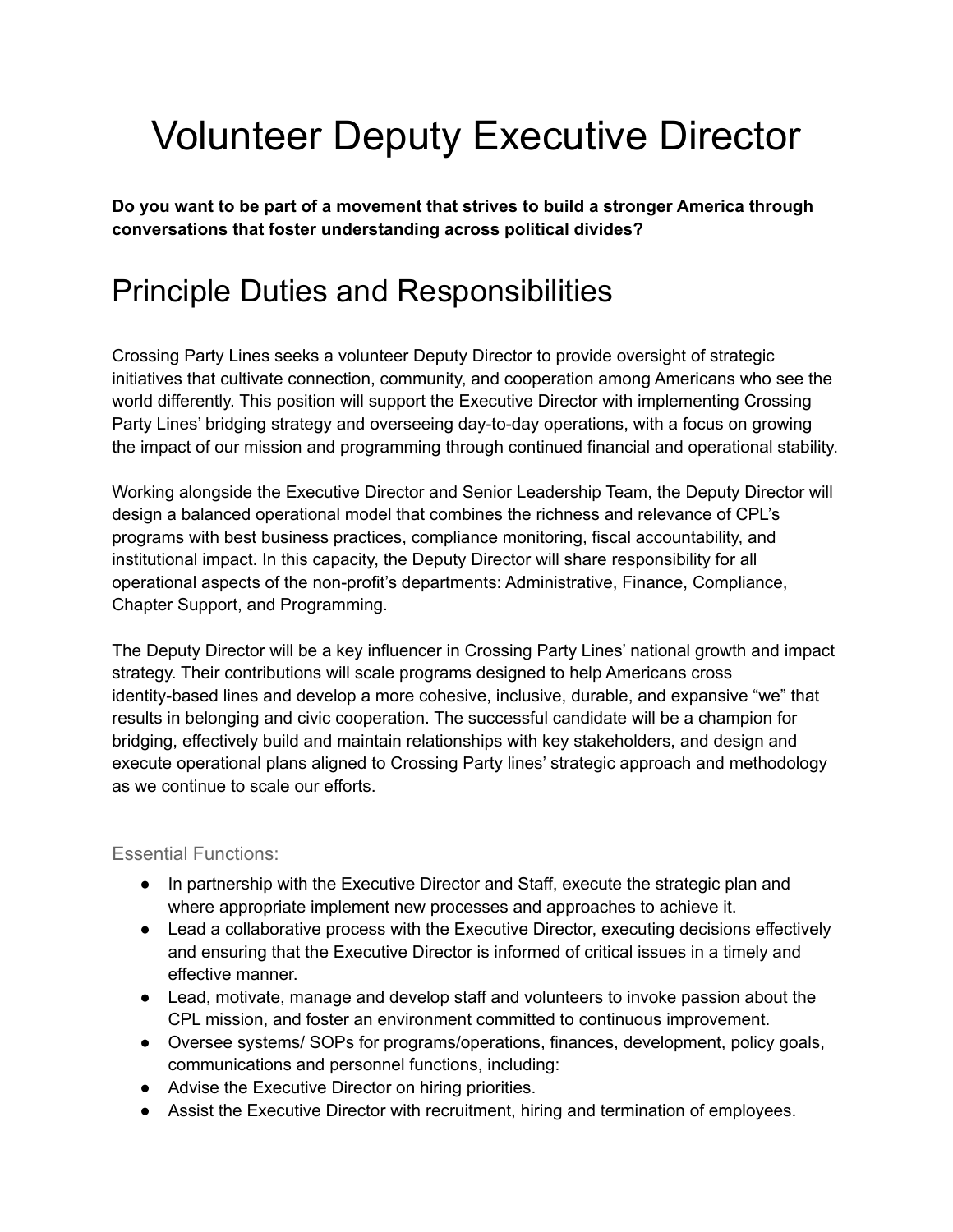# Volunteer Deputy Executive Director

**Do you want to be part of a movement that strives to build a stronger America through conversations that foster understanding across political divides?**

## Principle Duties and Responsibilities

Crossing Party Lines seeks a volunteer Deputy Director to provide oversight of strategic initiatives that cultivate connection, community, and cooperation among Americans who see the world differently. This position will support the Executive Director with implementing Crossing Party Lines' bridging strategy and overseeing day-to-day operations, with a focus on growing the impact of our mission and programming through continued financial and operational stability.

Working alongside the Executive Director and Senior Leadership Team, the Deputy Director will design a balanced operational model that combines the richness and relevance of CPL's programs with best business practices, compliance monitoring, fiscal accountability, and institutional impact. In this capacity, the Deputy Director will share responsibility for all operational aspects of the non-profit's departments: Administrative, Finance, Compliance, Chapter Support, and Programming.

The Deputy Director will be a key influencer in Crossing Party Lines' national growth and impact strategy. Their contributions will scale programs designed to help Americans cross identity-based lines and develop a more cohesive, inclusive, durable, and expansive "we" that results in belonging and civic cooperation. The successful candidate will be a champion for bridging, effectively build and maintain relationships with key stakeholders, and design and execute operational plans aligned to Crossing Party lines' strategic approach and methodology as we continue to scale our efforts.

### Essential Functions:

- In partnership with the Executive Director and Staff, execute the strategic plan and where appropriate implement new processes and approaches to achieve it.
- Lead a collaborative process with the Executive Director, executing decisions effectively and ensuring that the Executive Director is informed of critical issues in a timely and effective manner.
- Lead, motivate, manage and develop staff and volunteers to invoke passion about the CPL mission, and foster an environment committed to continuous improvement.
- Oversee systems/ SOPs for programs/operations, finances, development, policy goals, communications and personnel functions, including:
- Advise the Executive Director on hiring priorities.
- Assist the Executive Director with recruitment, hiring and termination of employees.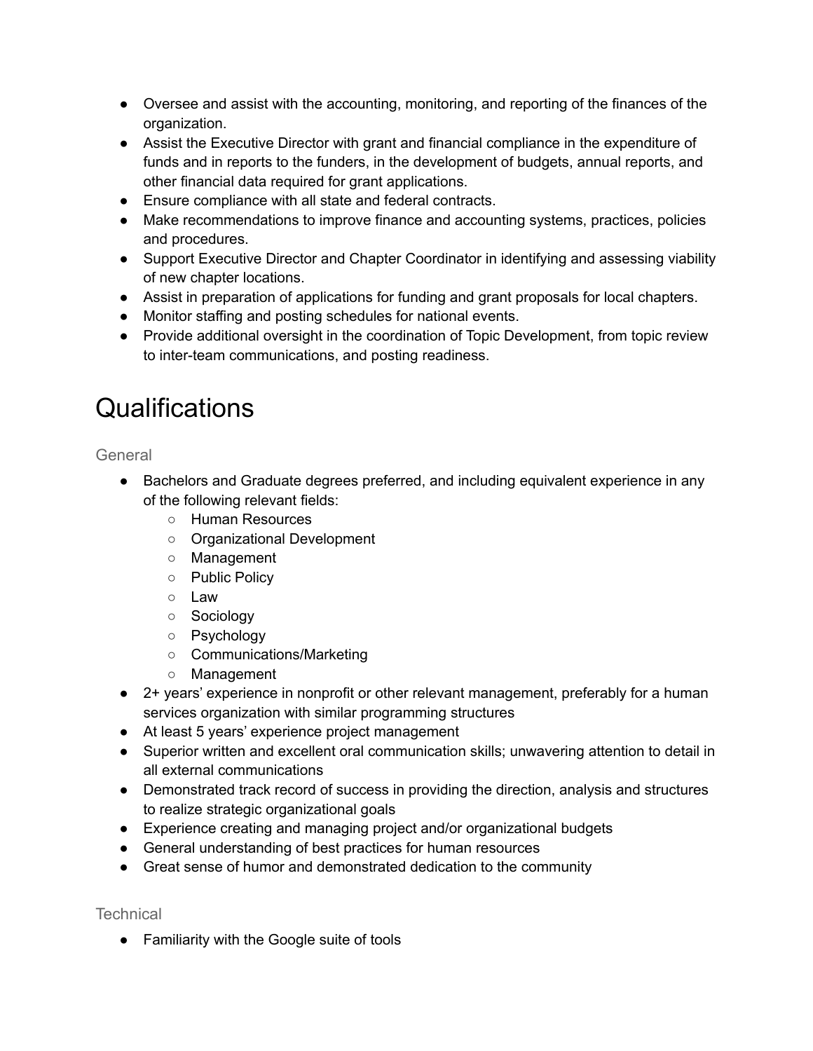- Oversee and assist with the accounting, monitoring, and reporting of the finances of the organization.
- Assist the Executive Director with grant and financial compliance in the expenditure of funds and in reports to the funders, in the development of budgets, annual reports, and other financial data required for grant applications.
- Ensure compliance with all state and federal contracts.
- Make recommendations to improve finance and accounting systems, practices, policies and procedures.
- Support Executive Director and Chapter Coordinator in identifying and assessing viability of new chapter locations.
- Assist in preparation of applications for funding and grant proposals for local chapters.
- Monitor staffing and posting schedules for national events.
- Provide additional oversight in the coordination of Topic Development, from topic review to inter-team communications, and posting readiness.

# Qualifications

### General

- Bachelors and Graduate degrees preferred, and including equivalent experience in any of the following relevant fields:
  - Human Resources
  - Organizational Development
  - Management
  - Public Policy
  - Law
  - Sociology
  - Psychology
  - Communications/Marketing
  - Management
- 2+ years' experience in nonprofit or other relevant management, preferably for a human services organization with similar programming structures
- At least 5 years' experience project management
- Superior written and excellent oral communication skills; unwavering attention to detail in all external communications
- Demonstrated track record of success in providing the direction, analysis and structures to realize strategic organizational goals
- Experience creating and managing project and/or organizational budgets
- General understanding of best practices for human resources
- Great sense of humor and demonstrated dedication to the community

### Technical

- Familiarity with the Google suite of tools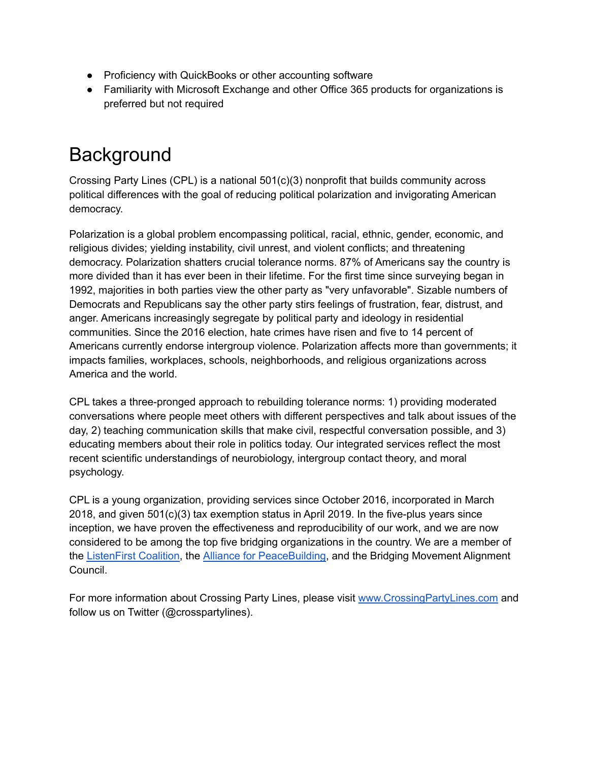- Proficiency with QuickBooks or other accounting software
- Familiarity with Microsoft Exchange and other Office 365 products for organizations is preferred but not required

# Background

Crossing Party Lines (CPL) is a national 501(c)(3) nonprofit that builds community across political differences with the goal of reducing political polarization and invigorating American democracy.

Polarization is a global problem encompassing political, racial, ethnic, gender, economic, and religious divides; yielding instability, civil unrest, and violent conflicts; and threatening democracy. Polarization shatters crucial tolerance norms. 87% of Americans say the country is more divided than it has ever been in their lifetime. For the first time since surveying began in 1992, majorities in both parties view the other party as "very unfavorable". Sizable numbers of Democrats and Republicans say the other party stirs feelings of frustration, fear, distrust, and anger. Americans increasingly segregate by political party and ideology in residential communities. Since the 2016 election, hate crimes have risen and five to 14 percent of Americans currently endorse intergroup violence. Polarization affects more than governments; it impacts families, workplaces, schools, neighborhoods, and religious organizations across America and the world.

CPL takes a three-pronged approach to rebuilding tolerance norms: 1) providing moderated conversations where people meet others with different perspectives and talk about issues of the day, 2) teaching communication skills that make civil, respectful conversation possible, and 3) educating members about their role in politics today. Our integrated services reflect the most recent scientific understandings of neurobiology, intergroup contact theory, and moral psychology.

CPL is a young organization, providing services since October 2016, incorporated in March 2018, and given 501(c)(3) tax exemption status in April 2019. In the five-plus years since inception, we have proven the effectiveness and reproducibility of our work, and we are now considered to be among the top five bridging organizations in the country. We are a member of the [ListenFirst Coalition](), the [Alliance for PeaceBuilding](), and the Bridging Movement Alignment Council.

For more information about Crossing Party Lines, please visit [www.CrossingPartyLines.com]() and follow us on Twitter (@crosspartylines).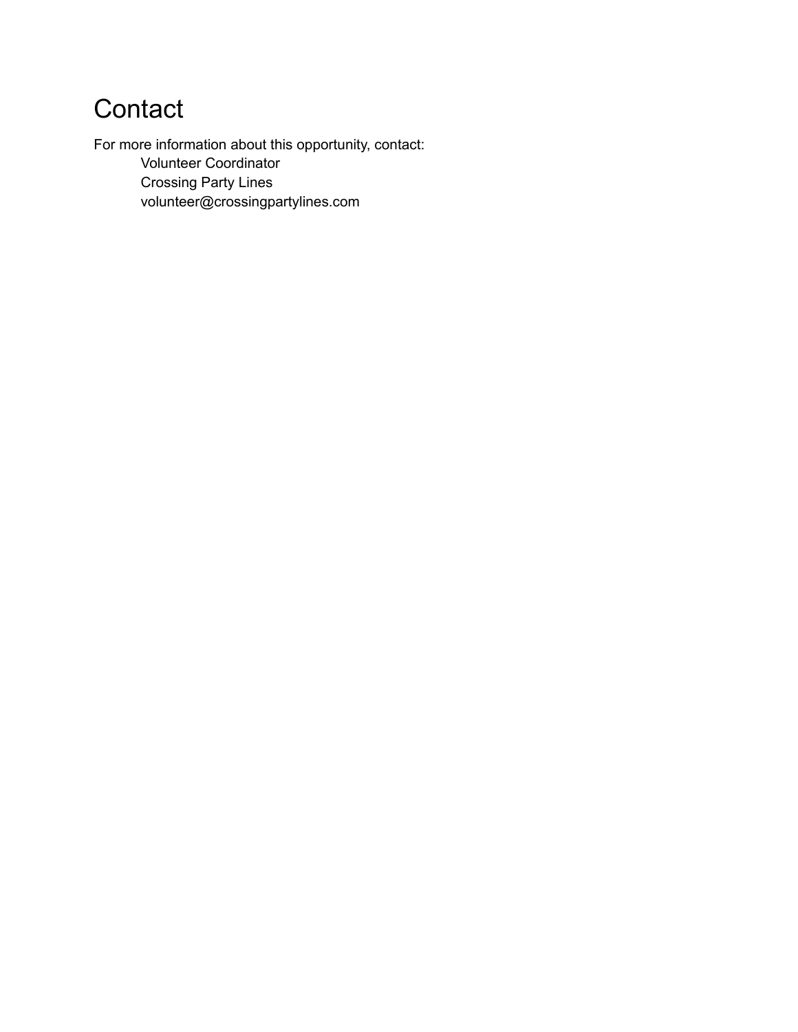# Contact

For more information about this opportunity, contact:

Volunteer Coordinator
Crossing Party Lines
volunteer@crossingpartylines.com